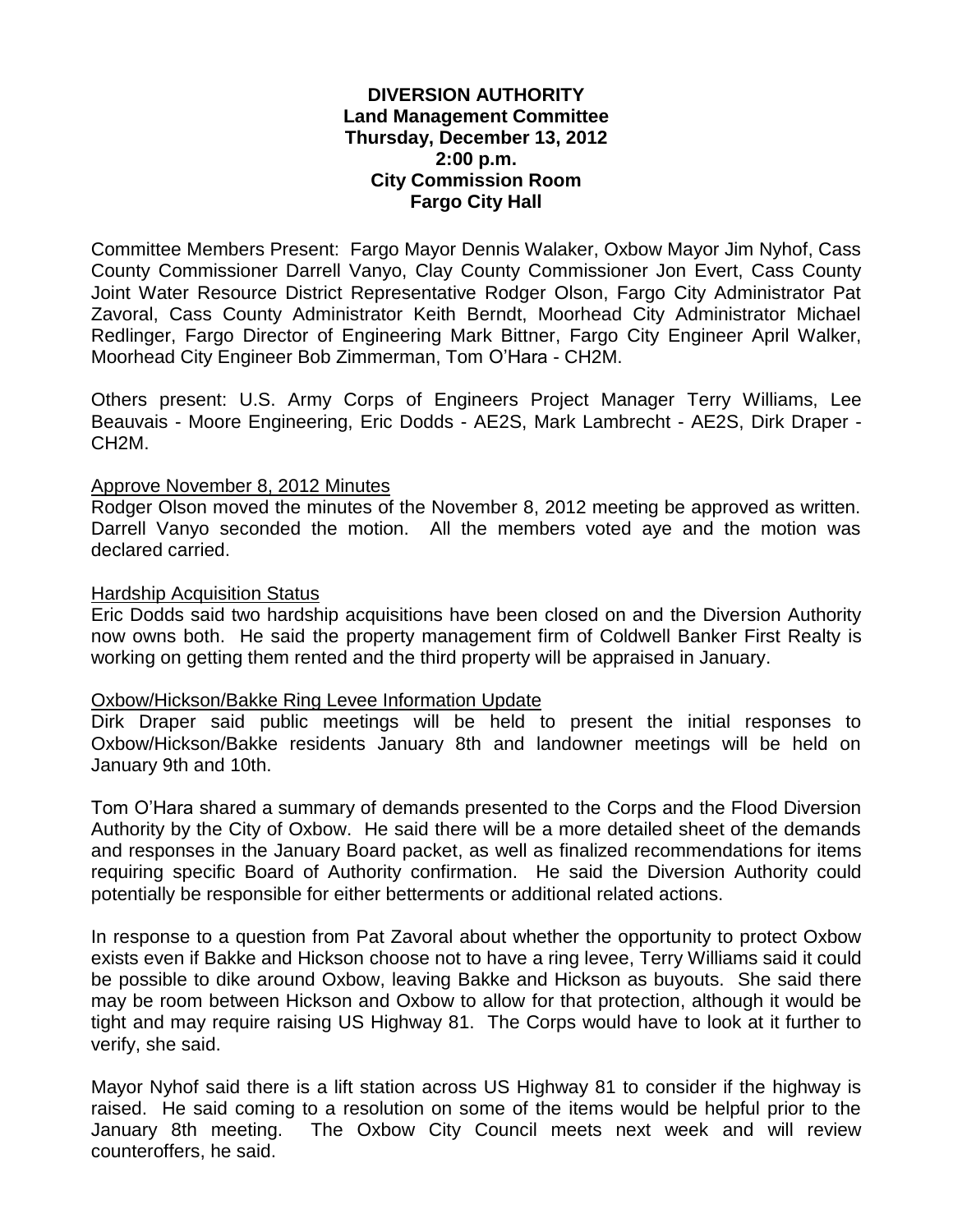**DIVERSION AUTHORITY**
**Land Management Committee**
**Thursday, December 13, 2012**
**2:00 p.m.**
**City Commission Room**
**Fargo City Hall**

Committee Members Present: Fargo Mayor Dennis Walaker, Oxbow Mayor Jim Nyhof, Cass County Commissioner Darrell Vanyo, Clay County Commissioner Jon Evert, Cass County Joint Water Resource District Representative Rodger Olson, Fargo City Administrator Pat Zavoral, Cass County Administrator Keith Berndt, Moorhead City Administrator Michael Redlinger, Fargo Director of Engineering Mark Bittner, Fargo City Engineer April Walker, Moorhead City Engineer Bob Zimmerman, Tom O'Hara - CH2M.

Others present: U.S. Army Corps of Engineers Project Manager Terry Williams, Lee Beauvais - Moore Engineering, Eric Dodds - AE2S, Mark Lambrecht - AE2S, Dirk Draper - CH2M.

Approve November 8, 2012 Minutes

Rodger Olson moved the minutes of the November 8, 2012 meeting be approved as written. Darrell Vanyo seconded the motion. All the members voted aye and the motion was declared carried.

Hardship Acquisition Status

Eric Dodds said two hardship acquisitions have been closed on and the Diversion Authority now owns both. He said the property management firm of Coldwell Banker First Realty is working on getting them rented and the third property will be appraised in January.

Oxbow/Hickson/Bakke Ring Levee Information Update

Dirk Draper said public meetings will be held to present the initial responses to Oxbow/Hickson/Bakke residents January 8th and landowner meetings will be held on January 9th and 10th.

Tom O'Hara shared a summary of demands presented to the Corps and the Flood Diversion Authority by the City of Oxbow. He said there will be a more detailed sheet of the demands and responses in the January Board packet, as well as finalized recommendations for items requiring specific Board of Authority confirmation. He said the Diversion Authority could potentially be responsible for either betterments or additional related actions.

In response to a question from Pat Zavoral about whether the opportunity to protect Oxbow exists even if Bakke and Hickson choose not to have a ring levee, Terry Williams said it could be possible to dike around Oxbow, leaving Bakke and Hickson as buyouts. She said there may be room between Hickson and Oxbow to allow for that protection, although it would be tight and may require raising US Highway 81. The Corps would have to look at it further to verify, she said.

Mayor Nyhof said there is a lift station across US Highway 81 to consider if the highway is raised. He said coming to a resolution on some of the items would be helpful prior to the January 8th meeting. The Oxbow City Council meets next week and will review counteroffers, he said.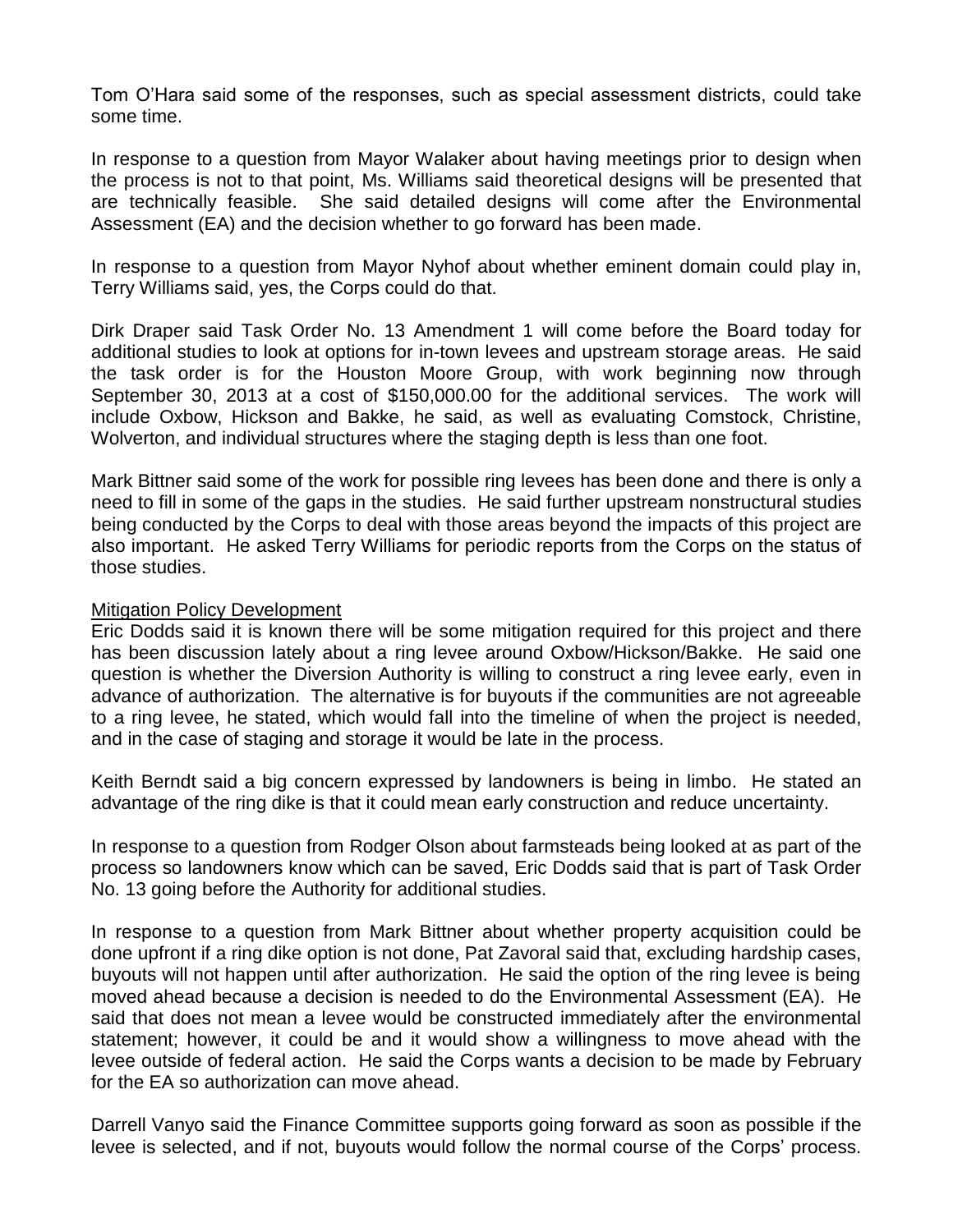Tom O'Hara said some of the responses, such as special assessment districts, could take some time.

In response to a question from Mayor Walaker about having meetings prior to design when the process is not to that point, Ms. Williams said theoretical designs will be presented that are technically feasible. She said detailed designs will come after the Environmental Assessment (EA) and the decision whether to go forward has been made.

In response to a question from Mayor Nyhof about whether eminent domain could play in, Terry Williams said, yes, the Corps could do that.

Dirk Draper said Task Order No. 13 Amendment 1 will come before the Board today for additional studies to look at options for in-town levees and upstream storage areas. He said the task order is for the Houston Moore Group, with work beginning now through September 30, 2013 at a cost of $150,000.00 for the additional services. The work will include Oxbow, Hickson and Bakke, he said, as well as evaluating Comstock, Christine, Wolverton, and individual structures where the staging depth is less than one foot.

Mark Bittner said some of the work for possible ring levees has been done and there is only a need to fill in some of the gaps in the studies. He said further upstream nonstructural studies being conducted by the Corps to deal with those areas beyond the impacts of this project are also important. He asked Terry Williams for periodic reports from the Corps on the status of those studies.

<u>Mitigation Policy Development</u>

Eric Dodds said it is known there will be some mitigation required for this project and there has been discussion lately about a ring levee around Oxbow/Hickson/Bakke. He said one question is whether the Diversion Authority is willing to construct a ring levee early, even in advance of authorization. The alternative is for buyouts if the communities are not agreeable to a ring levee, he stated, which would fall into the timeline of when the project is needed, and in the case of staging and storage it would be late in the process.

Keith Berndt said a big concern expressed by landowners is being in limbo. He stated an advantage of the ring dike is that it could mean early construction and reduce uncertainty.

In response to a question from Rodger Olson about farmsteads being looked at as part of the process so landowners know which can be saved, Eric Dodds said that is part of Task Order No. 13 going before the Authority for additional studies.

In response to a question from Mark Bittner about whether property acquisition could be done upfront if a ring dike option is not done, Pat Zavoral said that, excluding hardship cases, buyouts will not happen until after authorization. He said the option of the ring levee is being moved ahead because a decision is needed to do the Environmental Assessment (EA). He said that does not mean a levee would be constructed immediately after the environmental statement; however, it could be and it would show a willingness to move ahead with the levee outside of federal action. He said the Corps wants a decision to be made by February for the EA so authorization can move ahead.

Darrell Vanyo said the Finance Committee supports going forward as soon as possible if the levee is selected, and if not, buyouts would follow the normal course of the Corps' process.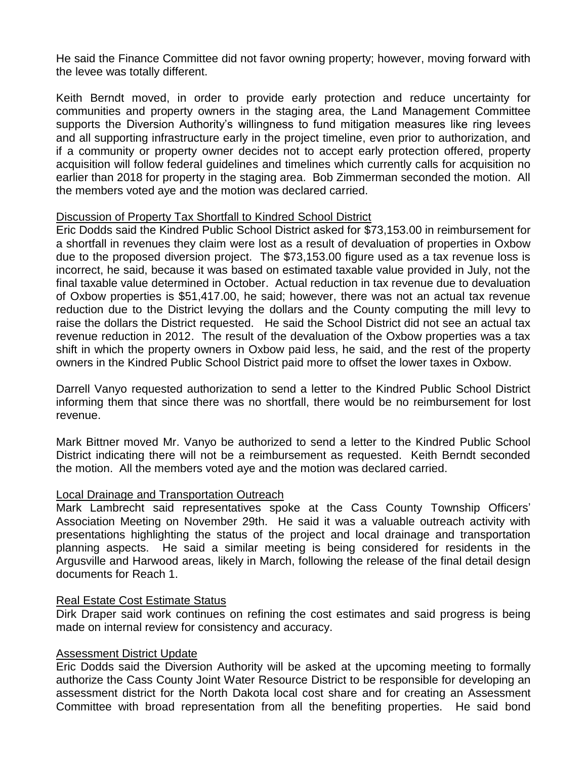He said the Finance Committee did not favor owning property; however, moving forward with the levee was totally different.

Keith Berndt moved, in order to provide early protection and reduce uncertainty for communities and property owners in the staging area, the Land Management Committee supports the Diversion Authority's willingness to fund mitigation measures like ring levees and all supporting infrastructure early in the project timeline, even prior to authorization, and if a community or property owner decides not to accept early protection offered, property acquisition will follow federal guidelines and timelines which currently calls for acquisition no earlier than 2018 for property in the staging area. Bob Zimmerman seconded the motion. All the members voted aye and the motion was declared carried.

<u>Discussion of Property Tax Shortfall to Kindred School District</u>

Eric Dodds said the Kindred Public School District asked for $73,153.00 in reimbursement for a shortfall in revenues they claim were lost as a result of devaluation of properties in Oxbow due to the proposed diversion project. The $73,153.00 figure used as a tax revenue loss is incorrect, he said, because it was based on estimated taxable value provided in July, not the final taxable value determined in October. Actual reduction in tax revenue due to devaluation of Oxbow properties is $51,417.00, he said; however, there was not an actual tax revenue reduction due to the District levying the dollars and the County computing the mill levy to raise the dollars the District requested. He said the School District did not see an actual tax revenue reduction in 2012. The result of the devaluation of the Oxbow properties was a tax shift in which the property owners in Oxbow paid less, he said, and the rest of the property owners in the Kindred Public School District paid more to offset the lower taxes in Oxbow.

Darrell Vanyo requested authorization to send a letter to the Kindred Public School District informing them that since there was no shortfall, there would be no reimbursement for lost revenue.

Mark Bittner moved Mr. Vanyo be authorized to send a letter to the Kindred Public School District indicating there will not be a reimbursement as requested. Keith Berndt seconded the motion. All the members voted aye and the motion was declared carried.

<u>Local Drainage and Transportation Outreach</u>

Mark Lambrecht said representatives spoke at the Cass County Township Officers' Association Meeting on November 29th. He said it was a valuable outreach activity with presentations highlighting the status of the project and local drainage and transportation planning aspects. He said a similar meeting is being considered for residents in the Argusville and Harwood areas, likely in March, following the release of the final detail design documents for Reach 1.

<u>Real Estate Cost Estimate Status</u>

Dirk Draper said work continues on refining the cost estimates and said progress is being made on internal review for consistency and accuracy.

<u>Assessment District Update</u>

Eric Dodds said the Diversion Authority will be asked at the upcoming meeting to formally authorize the Cass County Joint Water Resource District to be responsible for developing an assessment district for the North Dakota local cost share and for creating an Assessment Committee with broad representation from all the benefiting properties. He said bond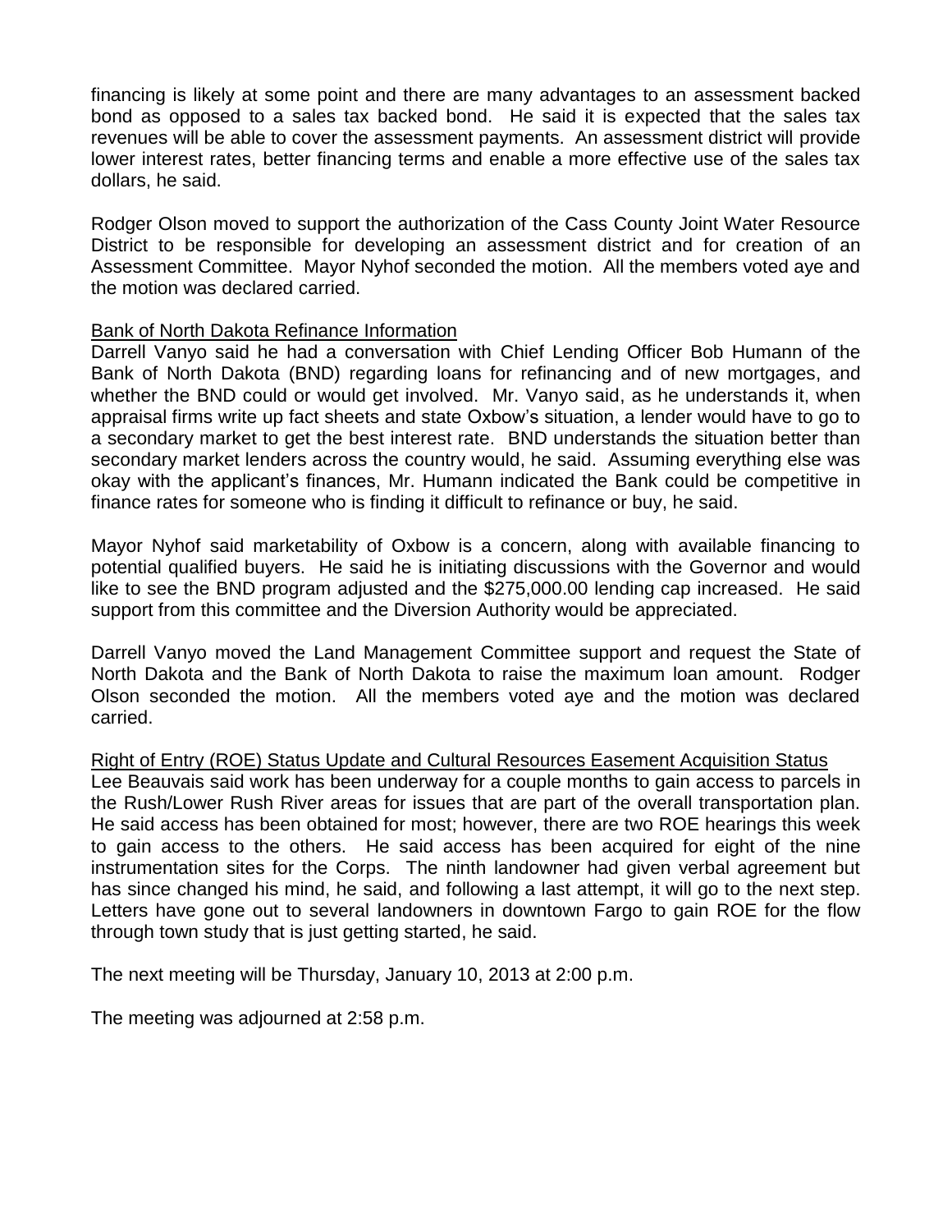financing is likely at some point and there are many advantages to an assessment backed bond as opposed to a sales tax backed bond. He said it is expected that the sales tax revenues will be able to cover the assessment payments. An assessment district will provide lower interest rates, better financing terms and enable a more effective use of the sales tax dollars, he said.

Rodger Olson moved to support the authorization of the Cass County Joint Water Resource District to be responsible for developing an assessment district and for creation of an Assessment Committee. Mayor Nyhof seconded the motion. All the members voted aye and the motion was declared carried.

Bank of North Dakota Refinance Information

Darrell Vanyo said he had a conversation with Chief Lending Officer Bob Humann of the Bank of North Dakota (BND) regarding loans for refinancing and of new mortgages, and whether the BND could or would get involved. Mr. Vanyo said, as he understands it, when appraisal firms write up fact sheets and state Oxbow's situation, a lender would have to go to a secondary market to get the best interest rate. BND understands the situation better than secondary market lenders across the country would, he said. Assuming everything else was okay with the applicant's finances, Mr. Humann indicated the Bank could be competitive in finance rates for someone who is finding it difficult to refinance or buy, he said.

Mayor Nyhof said marketability of Oxbow is a concern, along with available financing to potential qualified buyers. He said he is initiating discussions with the Governor and would like to see the BND program adjusted and the $275,000.00 lending cap increased. He said support from this committee and the Diversion Authority would be appreciated.

Darrell Vanyo moved the Land Management Committee support and request the State of North Dakota and the Bank of North Dakota to raise the maximum loan amount. Rodger Olson seconded the motion. All the members voted aye and the motion was declared carried.

Right of Entry (ROE) Status Update and Cultural Resources Easement Acquisition Status

Lee Beauvais said work has been underway for a couple months to gain access to parcels in the Rush/Lower Rush River areas for issues that are part of the overall transportation plan. He said access has been obtained for most; however, there are two ROE hearings this week to gain access to the others. He said access has been acquired for eight of the nine instrumentation sites for the Corps. The ninth landowner had given verbal agreement but has since changed his mind, he said, and following a last attempt, it will go to the next step. Letters have gone out to several landowners in downtown Fargo to gain ROE for the flow through town study that is just getting started, he said.

The next meeting will be Thursday, January 10, 2013 at 2:00 p.m.

The meeting was adjourned at 2:58 p.m.